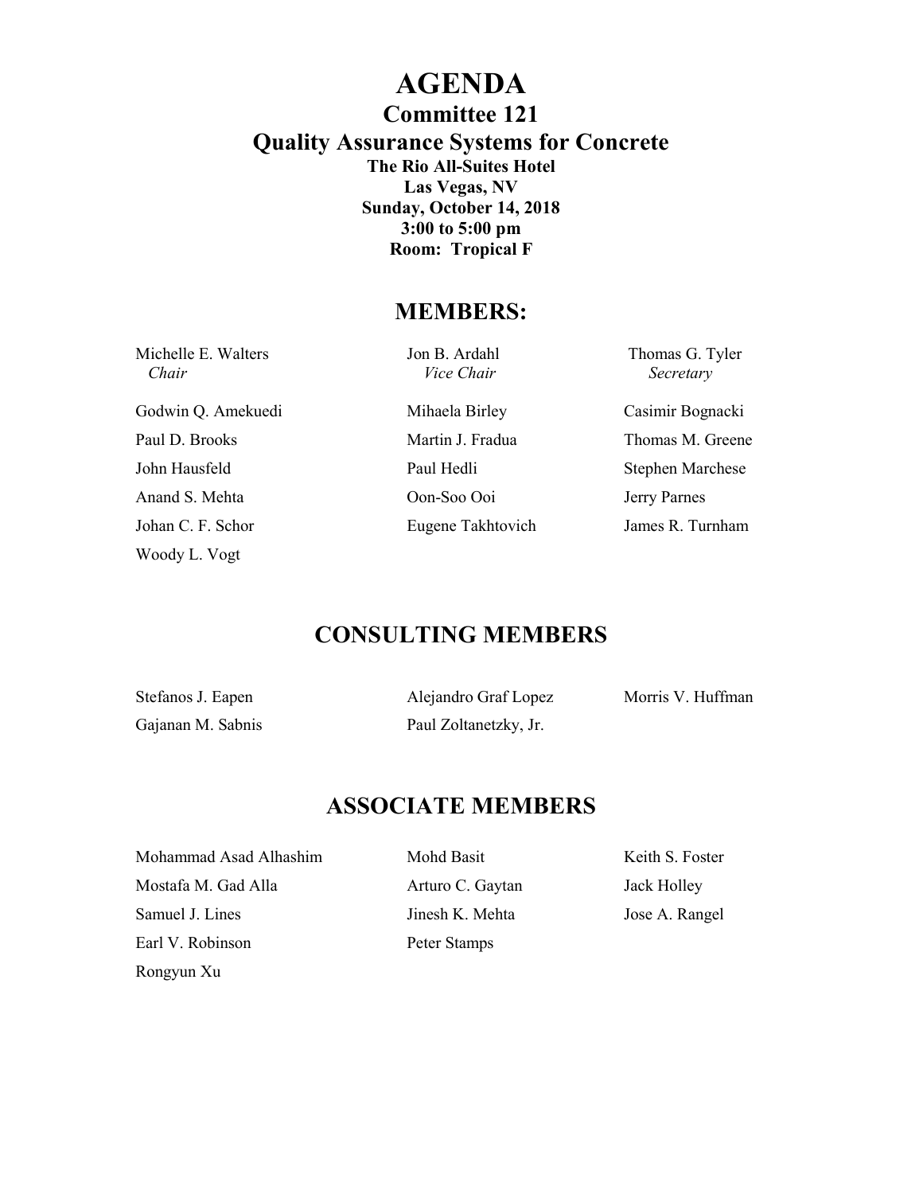# AGENDA

## Committee 121

## Quality Assurance Systems for Concrete

**The Rio All-Suites Hotel**
**Las Vegas, NV**
**Sunday, October 14, 2018**
**3:00 to 5:00 pm**
**Room: Tropical F**

## MEMBERS:

| | | |
|---|---|---|
| Michelle E. Walters<br>*Chair* | Jon B. Ardahl<br>*Vice Chair* | Thomas G. Tyler<br>*Secretary* |
| Godwin Q. Amekuedi | Mihaela Birley | Casimir Bognacki |
| Paul D. Brooks | Martin J. Fradua | Thomas M. Greene |
| John Hausfeld | Paul Hedli | Stephen Marchese |
| Anand S. Mehta | Oon-Soo Ooi | Jerry Parnes |
| Johan C. F. Schor | Eugene Takhtovich | James R. Turnham |
| Woody L. Vogt | | |

## CONSULTING MEMBERS

| | | |
|---|---|---|
| Stefanos J. Eapen | Alejandro Graf Lopez | Morris V. Huffman |
| Gajanan M. Sabnis | Paul Zoltanetzky, Jr. | |

## ASSOCIATE MEMBERS

| | | |
|---|---|---|
| Mohammad Asad Alhashim | Mohd Basit | Keith S. Foster |
| Mostafa M. Gad Alla | Arturo C. Gaytan | Jack Holley |
| Samuel J. Lines | Jinesh K. Mehta | Jose A. Rangel |
| Earl V. Robinson | Peter Stamps | |
| Rongyun Xu | | |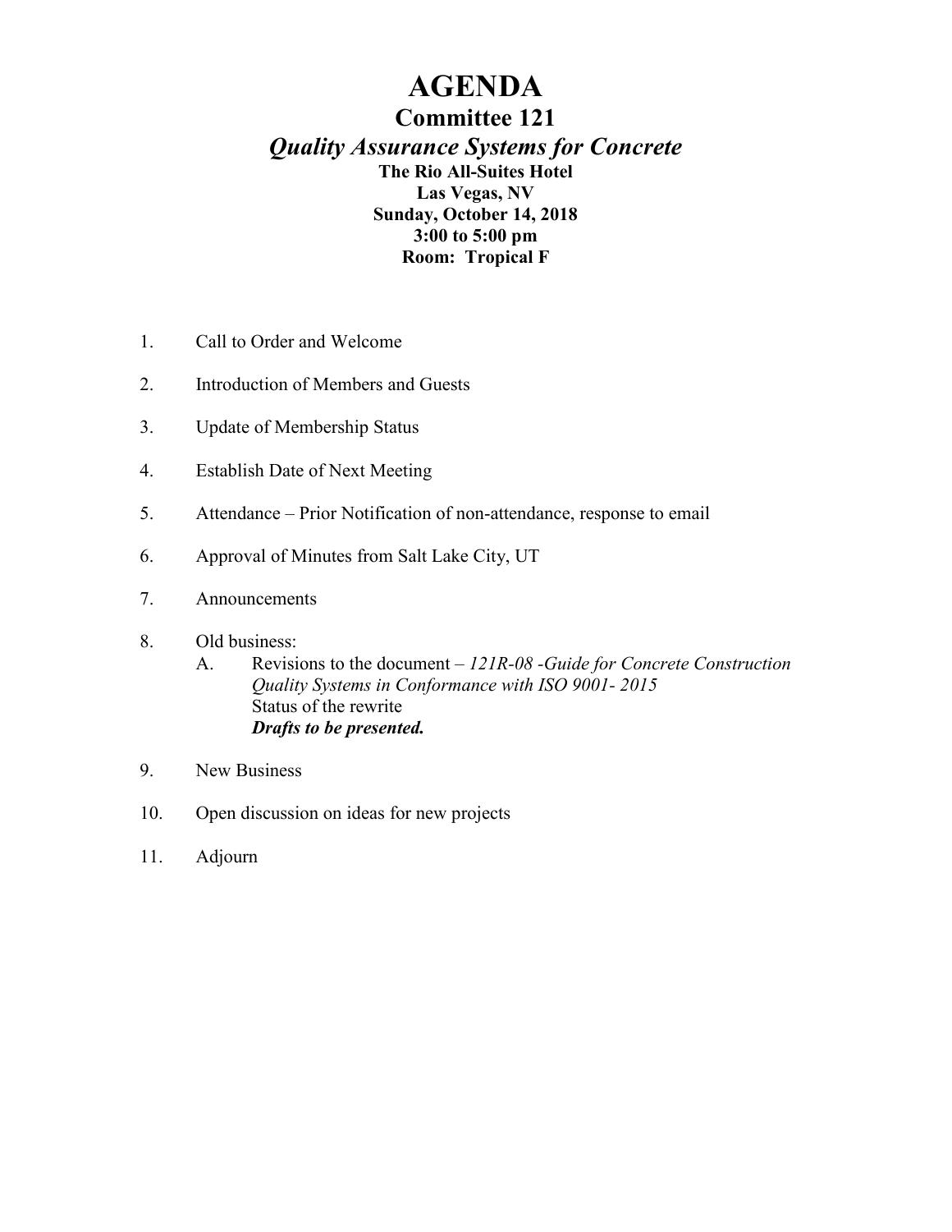# AGENDA

## Committee 121

## *Quality Assurance Systems for Concrete*

**The Rio All-Suites Hotel**
**Las Vegas, NV**
**Sunday, October 14, 2018**
**3:00 to 5:00 pm**
**Room: Tropical F**

1. Call to Order and Welcome
2. Introduction of Members and Guests
3. Update of Membership Status
4. Establish Date of Next Meeting
5. Attendance – Prior Notification of non-attendance, response to email
6. Approval of Minutes from Salt Lake City, UT
7. Announcements
8. Old business:
   - A. Revisions to the document – *121R-08 -Guide for Concrete Construction Quality Systems in Conformance with ISO 9001- 2015*
     Status of the rewrite
     ***Drafts to be presented.***
9. New Business
10. Open discussion on ideas for new projects
11. Adjourn